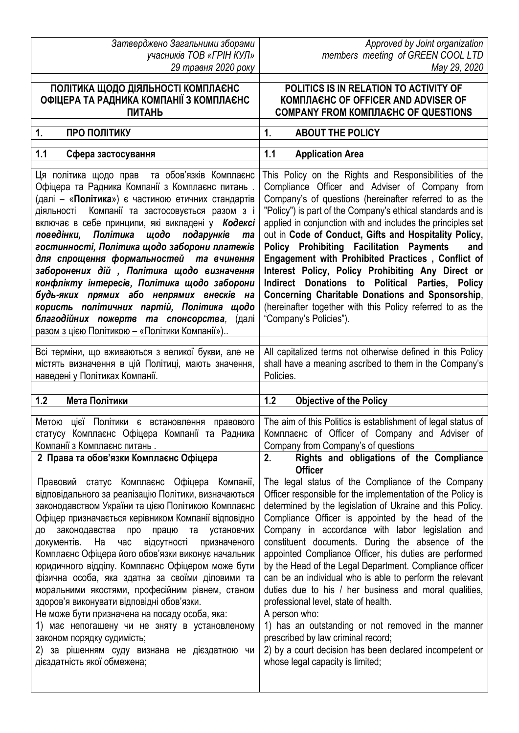| *Затверджено Загальними зборами учасників ТОВ «ГРІН КУЛ» 29 травня 2020 року* | *Approved by Joint organization members meeting of GREEN COOL LTD May 29, 2020* |
|---|---|
| **ПОЛІТИКА ЩОДО ДІЯЛЬНОСТІ КОМПЛАЄНС ОФІЦЕРА ТА РАДНИКА КОМПАНІЇ З КОМПЛАЄНС ПИТАНЬ** | **POLITICS IS IN RELATION TO ACTIVITY OF КОМПЛАЄНС OF OFFICER AND ADVISER OF COMPANY FROM КОМПЛАЄНС OF QUESTIONS** |
| **1. ПРО ПОЛІТИКУ** | **1. ABOUT THE POLICY** |
| **1.1 Сфера застосування** | **1.1 Application Area** |
| Ця політика щодо прав та обов'язків Комплаєнс Офіцера та Радника Компанії з Комплаєнс питань . (далі – «**Політика**») є частиною етичних стандартів діяльності Компанії та застосовується разом з і включає в себе принципи, які викладені у ***Кодексі поведінки, Політика щодо подарунків та гостинності, Політика щодо заборони платежів для спрощення формальностей та вчинення заборонених дій , Політика щодо визначення конфлікту інтересів, Політика щодо заборони будь-яких прямих або непрямих внесків на користь політичних партій, Політика щодо благодійних пожертв та спонсорства***, (далі разом з цією Політикою – «Політики Компанії»).. | This Policy on the Rights and Responsibilities of the Compliance Officer and Adviser of Company from Company's of questions (hereinafter referred to as the "Policy") is part of the Company's ethical standards and is applied in conjunction with and includes the principles set out in **Code of Conduct, Gifts and Hospitality Policy, Policy Prohibiting Facilitation Payments and Engagement with Prohibited Practices , Conflict of Interest Policy, Policy Prohibiting Any Direct or Indirect Donations to Political Parties, Policy Concerning Charitable Donations and Sponsorship**, (hereinafter together with this Policy referred to as the "Company's Policies"). |
| Всі терміни, що вживаються з великої букви, але не містять визначення в цій Політиці, мають значення, наведені у Політиках Компанії. | All capitalized terms not otherwise defined in this Policy shall have a meaning ascribed to them in the Company's Policies. |
| **1.2 Мета Політики** | **1.2 Objective of the Policy** |
| Метою цієї Політики є встановлення правового статусу Комплаєнс Офіцера Компанії та Радника Компанії з Комплаєнс питань . | The aim of this Politics is establishment of legal status of Комплаєнс of Officer of Company and Adviser of Company from Company's of questions |
| **2 Права та обов'язки Комплаєнс Офіцера** | **2. Rights and obligations of the Compliance Officer** |
| Правовий статус Комплаєнс Офіцера Компанії, відповідального за реалізацію Політики, визначаються законодавством України та цією Політикою Комплаєнс Офіцер призначається керівником Компанії відповідно до законодавства про працю та установчих документів. На час відсутності призначеного Комплаєнс Офіцера його обов'язки виконує начальник юридичного відділу. Комплаєнс Офіцером може бути фізична особа, яка здатна за своїми діловими та моральними якостями, професійним рівнем, станом здоров'я виконувати відповідні обов'язки.<br>Не може бути призначена на посаду особа, яка:<br>1) має непогашену чи не зняту в установленому законом порядку судимість;<br>2) за рішенням суду визнана не дієздатною чи дієздатність якої обмежена; | The legal status of the Compliance of the Company Officer responsible for the implementation of the Policy is determined by the legislation of Ukraine and this Policy. Compliance Officer is appointed by the head of the Company in accordance with labor legislation and constituent documents. During the absence of the appointed Compliance Officer, his duties are performed by the Head of the Legal Department. Compliance officer can be an individual who is able to perform the relevant duties due to his / her business and moral qualities, professional level, state of health.<br>A person who:<br>1) has an outstanding or not removed in the manner prescribed by law criminal record;<br>2) by a court decision has been declared incompetent or whose legal capacity is limited; |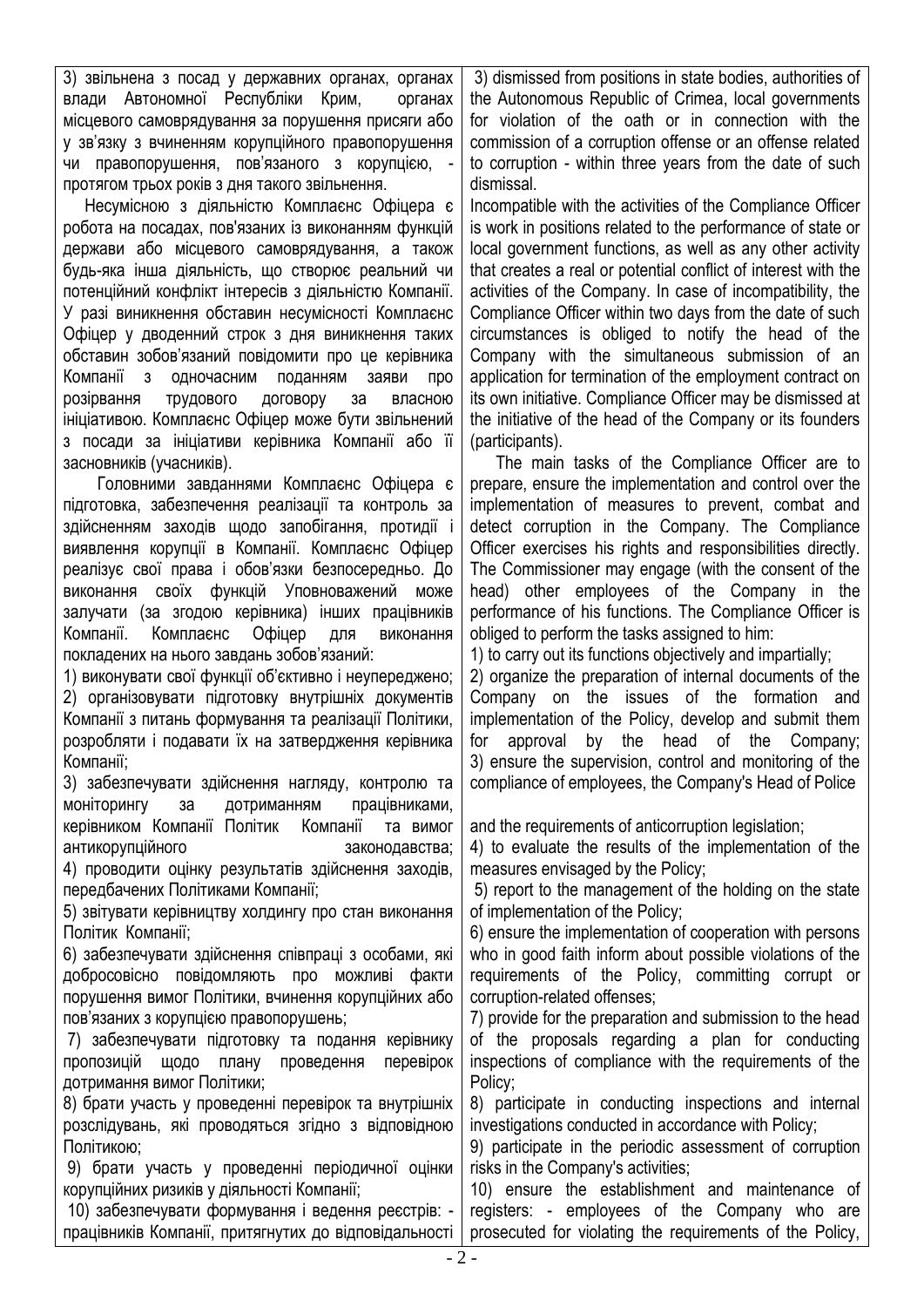3) звільнена з посад у державних органах, органах влади Автономної Республіки Крим, органах місцевого самоврядування за порушення присяги або у зв'язку з вчиненням корупційного правопорушення чи правопорушення, пов'язаного з корупцією, - протягом трьох років з дня такого звільнення.

Несумісною з діяльністю Комплаєнс Офіцера є робота на посадах, пов'язаних із виконанням функцій держави або місцевого самоврядування, а також будь-яка інша діяльність, що створює реальний чи потенційний конфлікт інтересів з діяльністю Компанії. У разі виникнення обставин несумісності Комплаєнс Офіцер у дводенний строк з дня виникнення таких обставин зобов'язаний повідомити про це керівника Компанії з одночасним поданням заяви про розірвання трудового договору за власною ініціативою. Комплаєнс Офіцер може бути звільнений з посади за ініціативи керівника Компанії або її засновників (учасників).

Головними завданнями Комплаєнс Офіцера є підготовка, забезпечення реалізації та контроль за здійсненням заходів щодо запобігання, протидії і виявлення корупції в Компанії. Комплаєнс Офіцер реалізує свої права і обов'язки безпосередньо. До виконання своїх функцій Уповноважений може залучати (за згодою керівника) інших працівників Компанії. Комплаєнс Офіцер для виконання покладених на нього завдань зобов'язаний:

1) виконувати свої функції об'єктивно і неупереджено;
2) організовувати підготовку внутрішніх документів Компанії з питань формування та реалізації Політики, розробляти і подавати їх на затвердження керівника Компанії;
3) забезпечувати здійснення нагляду, контролю та моніторингу за дотриманням працівниками, керівником Компанії Політик Компанії та вимог антикорупційного законодавства;
4) проводити оцінку результатів здійснення заходів, передбачених Політиками Компанії;
5) звітувати керівництву холдингу про стан виконання Політик Компанії;
6) забезпечувати здійснення співпраці з особами, які добросовісно повідомляють про можливі факти порушення вимог Політики, вчинення корупційних або пов'язаних з корупцією правопорушень;
7) забезпечувати підготовку та подання керівнику пропозицій щодо плану проведення перевірок дотримання вимог Політики;
8) брати участь у проведенні перевірок та внутрішніх розслідувань, які проводяться згідно з відповідною Політикою;
9) брати участь у проведенні періодичної оцінки корупційних ризиків у діяльності Компанії;
10) забезпечувати формування і ведення реєстрів: - працівників Компанії, притягнутих до відповідальності

3) dismissed from positions in state bodies, authorities of the Autonomous Republic of Crimea, local governments for violation of the oath or in connection with the commission of a corruption offense or an offense related to corruption - within three years from the date of such dismissal.

Incompatible with the activities of the Compliance Officer is work in positions related to the performance of state or local government functions, as well as any other activity that creates a real or potential conflict of interest with the activities of the Company. In case of incompatibility, the Compliance Officer within two days from the date of such circumstances is obliged to notify the head of the Company with the simultaneous submission of an application for termination of the employment contract on its own initiative. Compliance Officer may be dismissed at the initiative of the head of the Company or its founders (participants).

The main tasks of the Compliance Officer are to prepare, ensure the implementation and control over the implementation of measures to prevent, combat and detect corruption in the Company. The Compliance Officer exercises his rights and responsibilities directly. The Commissioner may engage (with the consent of the head) other employees of the Company in the performance of his functions. The Compliance Officer is obliged to perform the tasks assigned to him:

1) to carry out its functions objectively and impartially;
2) organize the preparation of internal documents of the Company on the issues of the formation and implementation of the Policy, develop and submit them for approval by the head of the Company;
3) ensure the supervision, control and monitoring of the compliance of employees, the Company's Head of Police and the requirements of anticorruption legislation;
4) to evaluate the results of the implementation of the measures envisaged by the Policy;
5) report to the management of the holding on the state of implementation of the Policy;
6) ensure the implementation of cooperation with persons who in good faith inform about possible violations of the requirements of the Policy, committing corrupt or corruption-related offenses;
7) provide for the preparation and submission to the head of the proposals regarding a plan for conducting inspections of compliance with the requirements of the Policy;
8) participate in conducting inspections and internal investigations conducted in accordance with Policy;
9) participate in the periodic assessment of corruption risks in the Company's activities;
10) ensure the establishment and maintenance of registers: - employees of the Company who are prosecuted for violating the requirements of the Policy,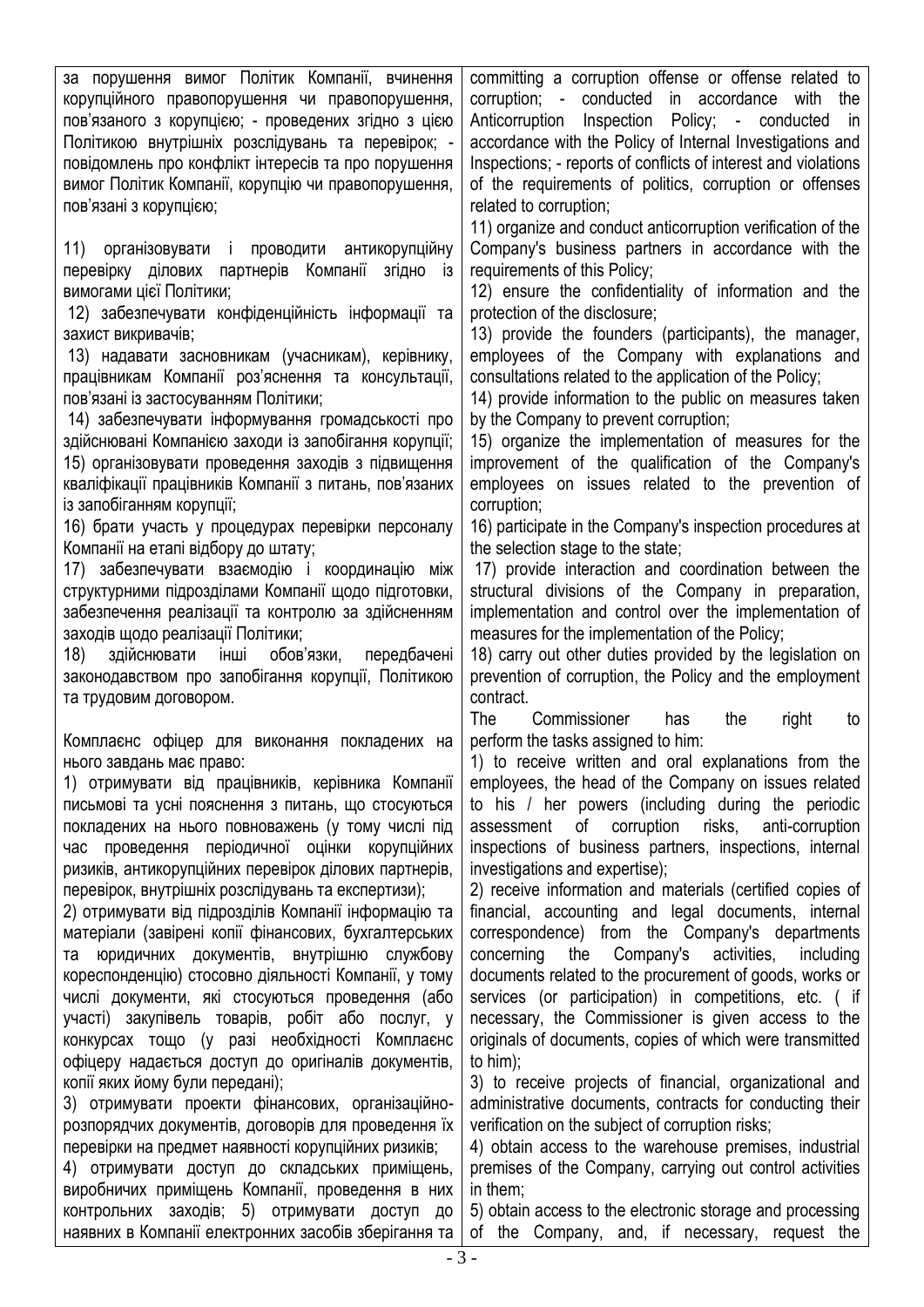| за порушення вимог Політик Компанії, вчинення корупційного правопорушення чи правопорушення, пов'язаного з корупцією; - проведених згідно з цією Політикою внутрішніх розслідувань та перевірок; - повідомлень про конфлікт інтересів та про порушення вимог Політик Компанії, корупцію чи правопорушення, пов'язані з корупцією; | committing a corruption offense or offense related to corruption; - conducted in accordance with the Anticorruption Inspection Policy; - conducted in accordance with the Policy of Internal Investigations and Inspections; - reports of conflicts of interest and violations of the requirements of politics, corruption or offenses related to corruption; |
|---|---|
| 11) організовувати і проводити антикорупційну перевірку ділових партнерів Компанії згідно із вимогами цієї Політики; | 11) organize and conduct anticorruption verification of the Company's business partners in accordance with the requirements of this Policy; |
| 12) забезпечувати конфіденційність інформації та захист викривачів; | 12) ensure the confidentiality of information and the protection of the disclosure; |
| 13) надавати засновникам (учасникам), керівнику, працівникам Компанії роз'яснення та консультації, пов'язані із застосуванням Політики; | 13) provide the founders (participants), the manager, employees of the Company with explanations and consultations related to the application of the Policy; |
| 14) забезпечувати інформування громадськості про здійснювані Компанією заходи із запобігання корупції; | 14) provide information to the public on measures taken by the Company to prevent corruption; |
| 15) організовувати проведення заходів з підвищення кваліфікації працівників Компанії з питань, пов'язаних із запобіганням корупції; | 15) organize the implementation of measures for the improvement of the qualification of the Company's employees on issues related to the prevention of corruption; |
| 16) брати участь у процедурах перевірки персоналу Компанії на етапі відбору до штату; | 16) participate in the Company's inspection procedures at the selection stage to the state; |
| 17) забезпечувати взаємодію і координацію між структурними підрозділами Компанії щодо підготовки, забезпечення реалізації та контролю за здійсненням заходів щодо реалізації Політики; | 17) provide interaction and coordination between the structural divisions of the Company in preparation, implementation and control over the implementation of measures for the implementation of the Policy; |
| 18) здійснювати інші обов'язки, передбачені законодавством про запобігання корупції, Політикою та трудовим договором. | 18) carry out other duties provided by the legislation on prevention of corruption, the Policy and the employment contract. |
| Комплаєнс офіцер для виконання покладених на нього завдань має право: | The Commissioner has the right to perform the tasks assigned to him: |
| 1) отримувати від працівників, керівника Компанії письмові та усні пояснення з питань, що стосуються покладених на нього повноважень (у тому числі під час проведення періодичної оцінки корупційних ризиків, антикорупційних перевірок ділових партнерів, перевірок, внутрішніх розслідувань та експертизи); | 1) to receive written and oral explanations from the employees, the head of the Company on issues related to his / her powers (including during the periodic assessment of corruption risks, anti-corruption inspections of business partners, inspections, internal investigations and expertise); |
| 2) отримувати від підрозділів Компанії інформацію та матеріали (завірені копії фінансових, бухгалтерських та юридичних документів, внутрішню службову кореспонденцію) стосовно діяльності Компанії, у тому числі документи, які стосуються проведення (або участі) закупівель товарів, робіт або послуг, у конкурсах тощо (у разі необхідності Комплаєнс офіцеру надається доступ до оригіналів документів, копії яких йому були передані); | 2) receive information and materials (certified copies of financial, accounting and legal documents, internal correspondence) from the Company's departments concerning the Company's activities, including documents related to the procurement of goods, works or services (or participation) in competitions, etc. ( if necessary, the Commissioner is given access to the originals of documents, copies of which were transmitted to him); |
| 3) отримувати проекти фінансових, організаційно-розпорядчих документів, договорів для проведення їх перевірки на предмет наявності корупційних ризиків; | 3) to receive projects of financial, organizational and administrative documents, contracts for conducting their verification on the subject of corruption risks; |
| 4) отримувати доступ до складських приміщень, виробничих приміщень Компанії, проведення в них контрольних заходів; | 4) obtain access to the warehouse premises, industrial premises of the Company, carrying out control activities in them; |
| 5) отримувати доступ до наявних в Компанії електронних засобів зберігання та | 5) obtain access to the electronic storage and processing of the Company, and, if necessary, request the |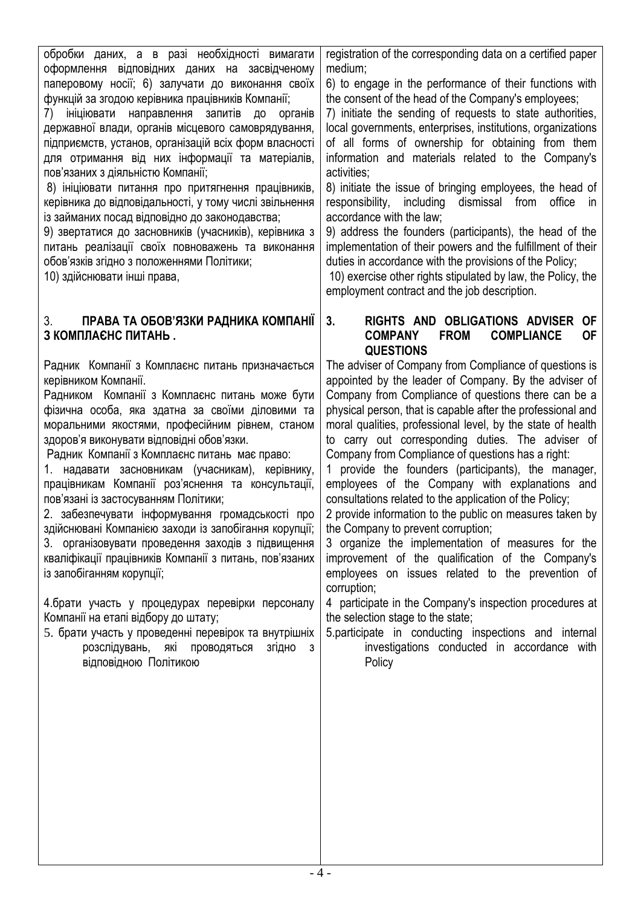| обробки даних, а в разі необхідності вимагати оформлення відповідних даних на засвідченому паперовому носії; 6) залучати до виконання своїх функцій за згодою керівника працівників Компанії;<br>7) ініціювати направлення запитів до органів державної влади, органів місцевого самоврядування, підприємств, установ, організацій всіх форм власності для отримання від них інформації та матеріалів, пов'язаних з діяльністю Компанії;<br>8) ініціювати питання про притягнення працівників, керівника до відповідальності, у тому числі звільнення із займаних посад відповідно до законодавства;<br>9) звертатися до засновників (учасників), керівника з питань реалізації своїх повноважень та виконання обов'язків згідно з положеннями Політики;<br>10) здійснювати інші права, | registration of the corresponding data on a certified paper medium;<br>6) to engage in the performance of their functions with the consent of the head of the Company's employees;<br>7) initiate the sending of requests to state authorities, local governments, enterprises, institutions, organizations of all forms of ownership for obtaining from them information and materials related to the Company's activities;<br>8) initiate the issue of bringing employees, the head of responsibility, including dismissal from office in accordance with the law;<br>9) address the founders (participants), the head of the implementation of their powers and the fulfillment of their duties in accordance with the provisions of the Policy;<br>10) exercise other rights stipulated by law, the Policy, the employment contract and the job description. |
|---|---|
| **3. ПРАВА ТА ОБОВ'ЯЗКИ РАДНИКА КОМПАНІЇ З КОМПЛАЄНС ПИТАНЬ .** | **3. RIGHTS AND OBLIGATIONS ADVISER OF COMPANY FROM COMPLIANCE OF QUESTIONS** |
| Радник Компанії з Комплаєнс питань призначається керівником Компанії.<br>Радником Компанії з Комплаєнс питань може бути фізична особа, яка здатна за своїми діловими та моральними якостями, професійним рівнем, станом здоров'я виконувати відповідні обов'язки.<br>Радник Компанії з Комплаєнс питань має право:<br>1. надавати засновникам (учасникам), керівнику, працівникам Компанії роз'яснення та консультації, пов'язані із застосуванням Політики;<br>2. забезпечувати інформування громадськості про здійснювані Компанією заходи із запобігання корупції;<br>3. організовувати проведення заходів з підвищення кваліфікації працівників Компанії з питань, пов'язаних із запобіганням корупції;<br>4.брати участь у процедурах перевірки персоналу Компанії на етапі відбору до штату;<br>5. брати участь у проведенні перевірок та внутрішніх розслідувань, які проводяться згідно з відповідною Політикою | The adviser of Company from Compliance of questions is appointed by the leader of Company. By the adviser of Company from Compliance of questions there can be a physical person, that is capable after the professional and moral qualities, professional level, by the state of health to carry out corresponding duties. The adviser of Company from Compliance of questions has a right:<br>1 provide the founders (participants), the manager, employees of the Company with explanations and consultations related to the application of the Policy;<br>2 provide information to the public on measures taken by the Company to prevent corruption;<br>3 organize the implementation of measures for the improvement of the qualification of the Company's employees on issues related to the prevention of corruption;<br>4 participate in the Company's inspection procedures at the selection stage to the state;<br>5.participate in conducting inspections and internal investigations conducted in accordance with Policy |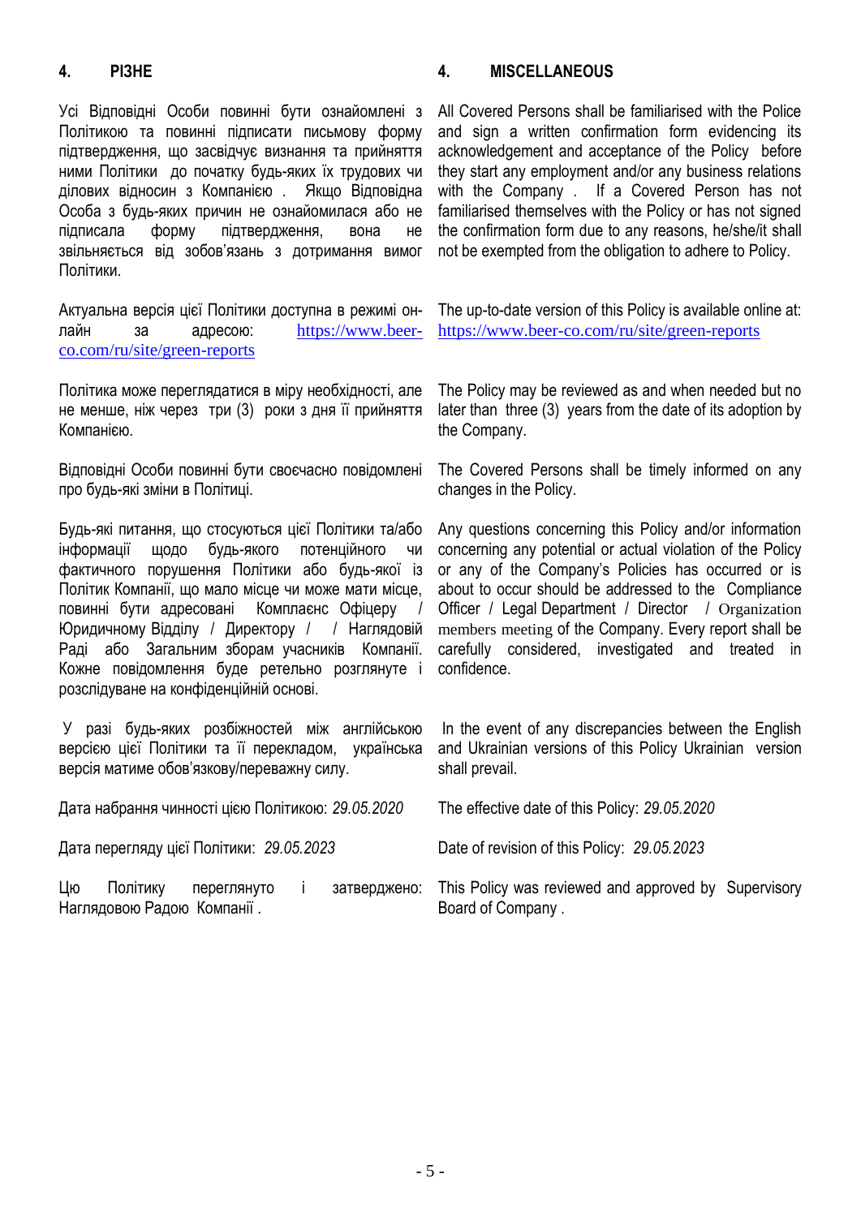## 4. РІЗНЕ

Усі Відповідні Особи повинні бути ознайомлені з Політикою та повинні підписати письмову форму підтвердження, що засвідчує визнання та прийняття ними Політики до початку будь-яких їх трудових чи ділових відносин з Компанією . Якщо Відповідна Особа з будь-яких причин не ознайомилася або не підписала форму підтвердження, вона не звільняється від зобов'язань з дотримання вимог Політики.

Актуальна версія цієї Політики доступна в режимі он-лайн за адресою: https://www.beer-co.com/ru/site/green-reports

Політика може переглядатися в міру необхідності, але не менше, ніж через три (3) роки з дня її прийняття Компанією.

Відповідні Особи повинні бути своєчасно повідомлені про будь-які зміни в Політиці.

Будь-які питання, що стосуються цієї Політики та/або інформації щодо будь-якого потенційного чи фактичного порушення Політики або будь-якої із Політик Компанії, що мало місце чи може мати місце, повинні бути адресовані Комплаєнс Офіцеру / Юридичному Відділу / Директору / / Наглядовій Раді або Загальним зборам учасників Компанії. Кожне повідомлення буде ретельно розглянуте і розслідуване на конфіденційній основі.

У разі будь-яких розбіжностей між англійською версією цієї Політики та її перекладом, українська версія матиме обов'язкову/переважну силу.

Дата набрання чинності цією Політикою: *29.05.2020*

Дата перегляду цієї Політики: *29.05.2023*

Цю Політику переглянуто і затверджено: Наглядовою Радою Компанії .

## 4. MISCELLANEOUS

All Covered Persons shall be familiarised with the Police and sign a written confirmation form evidencing its acknowledgement and acceptance of the Policy before they start any employment and/or any business relations with the Company . If a Covered Person has not familiarised themselves with the Policy or has not signed the confirmation form due to any reasons, he/she/it shall not be exempted from the obligation to adhere to Policy.

The up-to-date version of this Policy is available online at: https://www.beer-co.com/ru/site/green-reports

The Policy may be reviewed as and when needed but no later than three (3) years from the date of its adoption by the Company.

The Covered Persons shall be timely informed on any changes in the Policy.

Any questions concerning this Policy and/or information concerning any potential or actual violation of the Policy or any of the Company's Policies has occurred or is about to occur should be addressed to the Compliance Officer / Legal Department / Director / Organization members meeting of the Company. Every report shall be carefully considered, investigated and treated in confidence.

In the event of any discrepancies between the English and Ukrainian versions of this Policy Ukrainian version shall prevail.

The effective date of this Policy: *29.05.2020*

Date of revision of this Policy: *29.05.2023*

This Policy was reviewed and approved by Supervisory Board of Company .